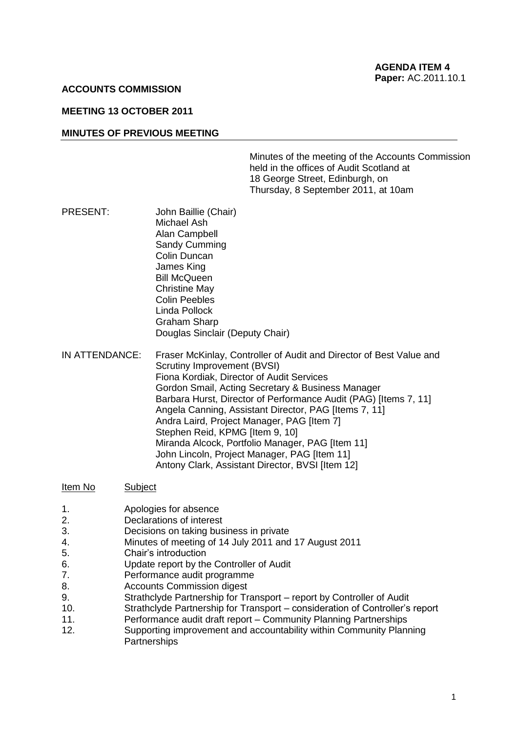**AGENDA ITEM 4**
**Paper:** AC.2011.10.1

**ACCOUNTS COMMISSION**

**MEETING 13 OCTOBER 2011**

**MINUTES OF PREVIOUS MEETING**

Minutes of the meeting of the Accounts Commission held in the offices of Audit Scotland at 18 George Street, Edinburgh, on Thursday, 8 September 2011, at 10am

PRESENT:

John Baillie (Chair)
Michael Ash
Alan Campbell
Sandy Cumming
Colin Duncan
James King
Bill McQueen
Christine May
Colin Peebles
Linda Pollock
Graham Sharp
Douglas Sinclair (Deputy Chair)

IN ATTENDANCE:

Fraser McKinlay, Controller of Audit and Director of Best Value and Scrutiny Improvement (BVSI)
Fiona Kordiak, Director of Audit Services
Gordon Smail, Acting Secretary & Business Manager
Barbara Hurst, Director of Performance Audit (PAG) [Items 7, 11]
Angela Canning, Assistant Director, PAG [Items 7, 11]
Andra Laird, Project Manager, PAG [Item 7]
Stephen Reid, KPMG [Item 9, 10]
Miranda Alcock, Portfolio Manager, PAG [Item 11]
John Lincoln, Project Manager, PAG [Item 11]
Antony Clark, Assistant Director, BVSI [Item 12]

| Item No | Subject |
|---|---|
| 1. | Apologies for absence |
| 2. | Declarations of interest |
| 3. | Decisions on taking business in private |
| 4. | Minutes of meeting of 14 July 2011 and 17 August 2011 |
| 5. | Chair's introduction |
| 6. | Update report by the Controller of Audit |
| 7. | Performance audit programme |
| 8. | Accounts Commission digest |
| 9. | Strathclyde Partnership for Transport – report by Controller of Audit |
| 10. | Strathclyde Partnership for Transport – consideration of Controller's report |
| 11. | Performance audit draft report – Community Planning Partnerships |
| 12. | Supporting improvement and accountability within Community Planning Partnerships |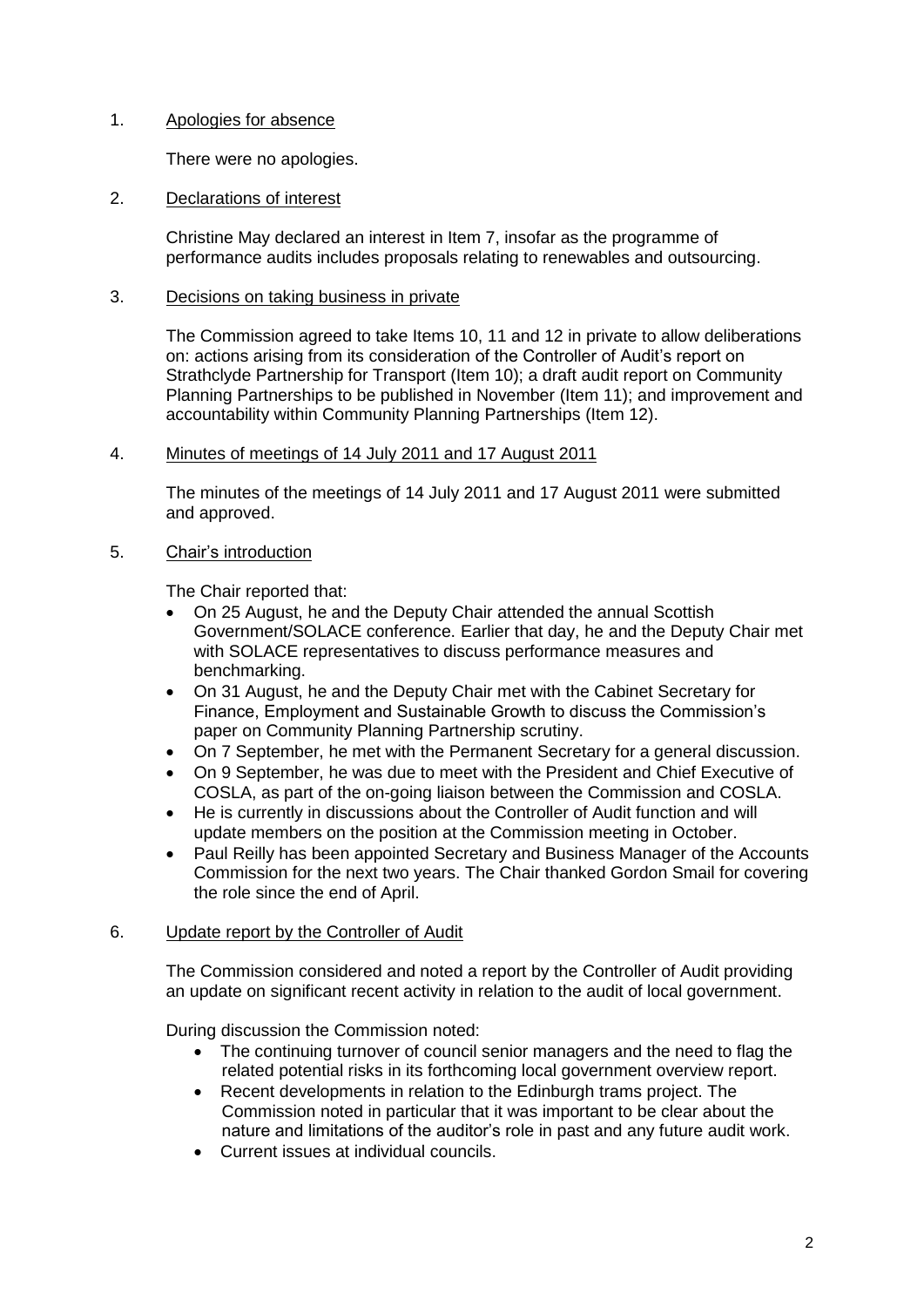1. Apologies for absence

   There were no apologies.

2. Declarations of interest

   Christine May declared an interest in Item 7, insofar as the programme of performance audits includes proposals relating to renewables and outsourcing.

3. Decisions on taking business in private

   The Commission agreed to take Items 10, 11 and 12 in private to allow deliberations on: actions arising from its consideration of the Controller of Audit's report on Strathclyde Partnership for Transport (Item 10); a draft audit report on Community Planning Partnerships to be published in November (Item 11); and improvement and accountability within Community Planning Partnerships (Item 12).

4. Minutes of meetings of 14 July 2011 and 17 August 2011

   The minutes of the meetings of 14 July 2011 and 17 August 2011 were submitted and approved.

5. Chair's introduction

   The Chair reported that:

   - On 25 August, he and the Deputy Chair attended the annual Scottish Government/SOLACE conference. Earlier that day, he and the Deputy Chair met with SOLACE representatives to discuss performance measures and benchmarking.
   - On 31 August, he and the Deputy Chair met with the Cabinet Secretary for Finance, Employment and Sustainable Growth to discuss the Commission's paper on Community Planning Partnership scrutiny.
   - On 7 September, he met with the Permanent Secretary for a general discussion.
   - On 9 September, he was due to meet with the President and Chief Executive of COSLA, as part of the on-going liaison between the Commission and COSLA.
   - He is currently in discussions about the Controller of Audit function and will update members on the position at the Commission meeting in October.
   - Paul Reilly has been appointed Secretary and Business Manager of the Accounts Commission for the next two years. The Chair thanked Gordon Smail for covering the role since the end of April.

6. Update report by the Controller of Audit

   The Commission considered and noted a report by the Controller of Audit providing an update on significant recent activity in relation to the audit of local government.

   During discussion the Commission noted:

   - The continuing turnover of council senior managers and the need to flag the related potential risks in its forthcoming local government overview report.
   - Recent developments in relation to the Edinburgh trams project. The Commission noted in particular that it was important to be clear about the nature and limitations of the auditor's role in past and any future audit work.
   - Current issues at individual councils.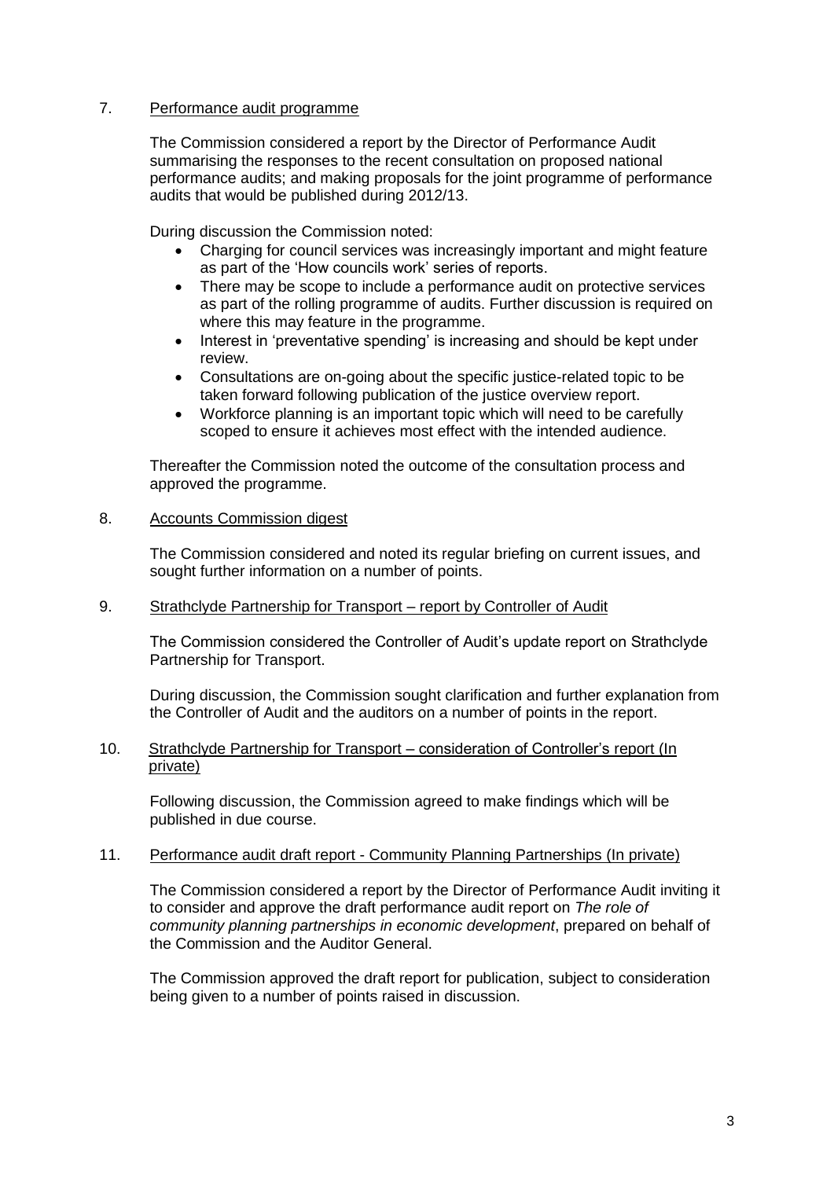7. <u>Performance audit programme</u>

The Commission considered a report by the Director of Performance Audit summarising the responses to the recent consultation on proposed national performance audits; and making proposals for the joint programme of performance audits that would be published during 2012/13.

During discussion the Commission noted:

- Charging for council services was increasingly important and might feature as part of the 'How councils work' series of reports.
- There may be scope to include a performance audit on protective services as part of the rolling programme of audits. Further discussion is required on where this may feature in the programme.
- Interest in 'preventative spending' is increasing and should be kept under review.
- Consultations are on-going about the specific justice-related topic to be taken forward following publication of the justice overview report.
- Workforce planning is an important topic which will need to be carefully scoped to ensure it achieves most effect with the intended audience.

Thereafter the Commission noted the outcome of the consultation process and approved the programme.

8. <u>Accounts Commission digest</u>

The Commission considered and noted its regular briefing on current issues, and sought further information on a number of points.

9. <u>Strathclyde Partnership for Transport – report by Controller of Audit</u>

The Commission considered the Controller of Audit's update report on Strathclyde Partnership for Transport.

During discussion, the Commission sought clarification and further explanation from the Controller of Audit and the auditors on a number of points in the report.

10. <u>Strathclyde Partnership for Transport – consideration of Controller's report (In private)</u>

Following discussion, the Commission agreed to make findings which will be published in due course.

11. <u>Performance audit draft report - Community Planning Partnerships (In private)</u>

The Commission considered a report by the Director of Performance Audit inviting it to consider and approve the draft performance audit report on *The role of community planning partnerships in economic development*, prepared on behalf of the Commission and the Auditor General.

The Commission approved the draft report for publication, subject to consideration being given to a number of points raised in discussion.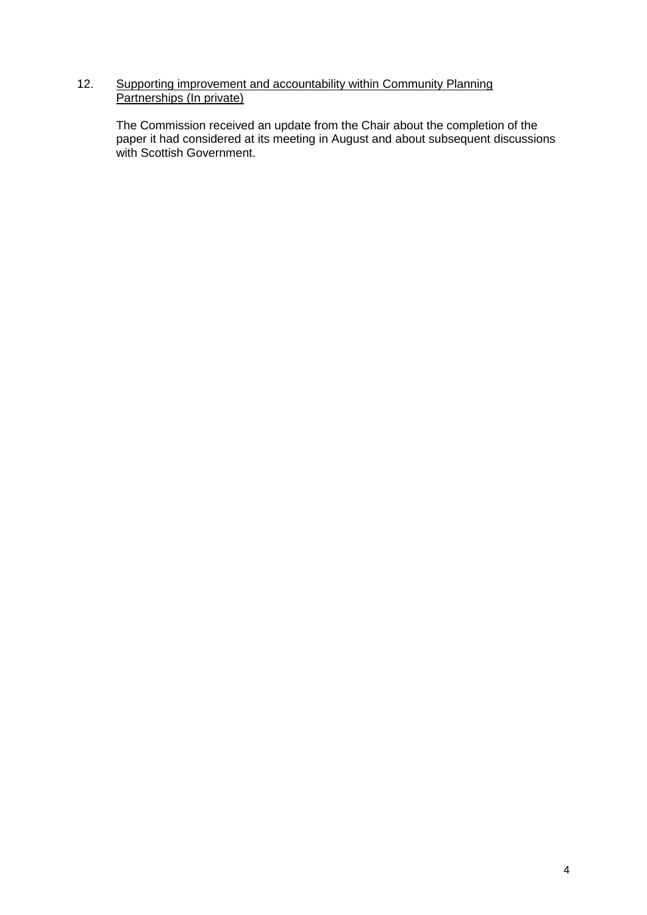12. <u>Supporting improvement and accountability within Community Planning Partnerships (In private)</u>

    The Commission received an update from the Chair about the completion of the paper it had considered at its meeting in August and about subsequent discussions with Scottish Government.